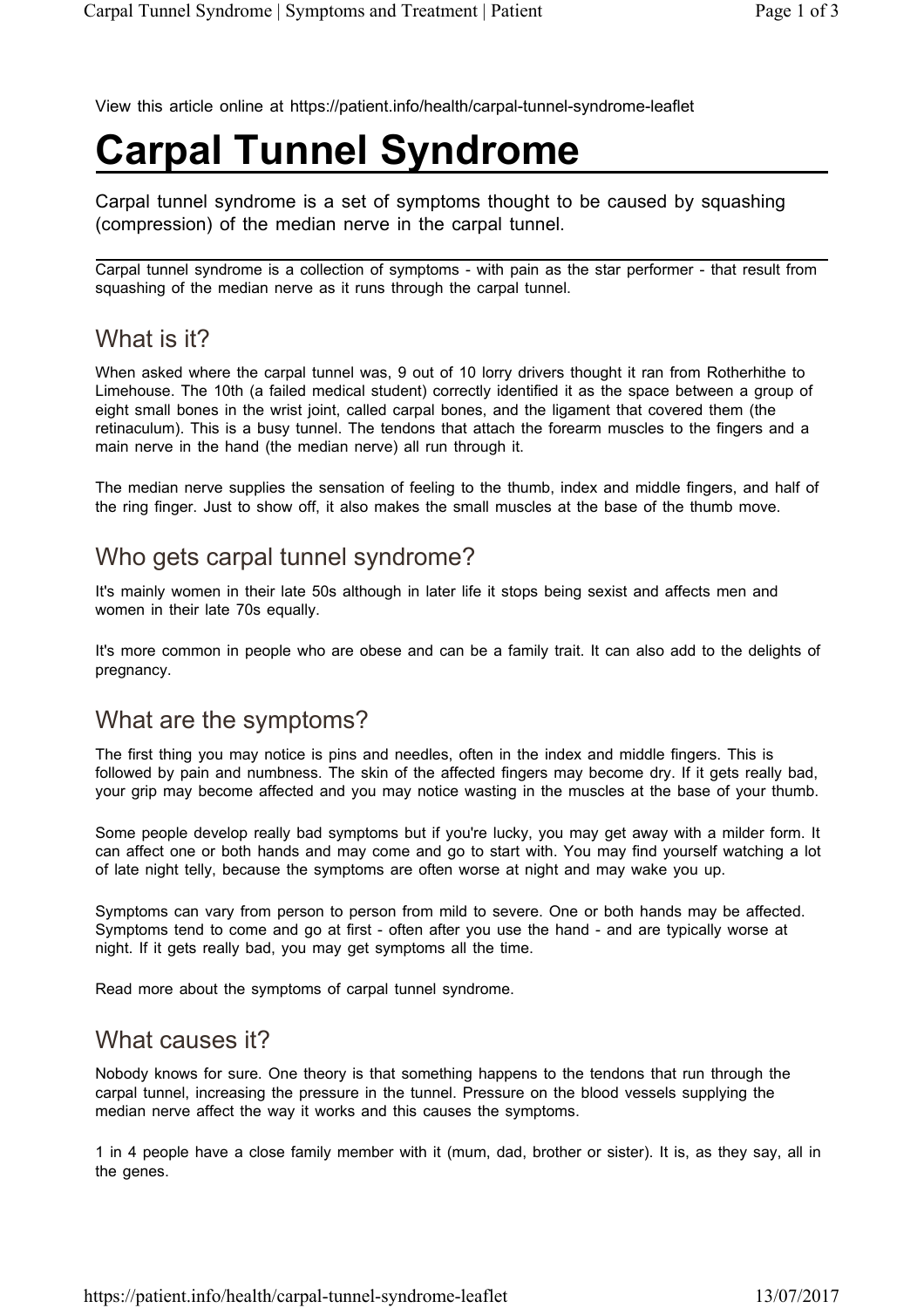View this article online at https://patient.info/health/carpal-tunnel-syndrome-leaflet

# Carpal Tunnel Syndrome

Carpal tunnel syndrome is a set of symptoms thought to be caused by squashing (compression) of the median nerve in the carpal tunnel.

Carpal tunnel syndrome is a collection of symptoms - with pain as the star performer - that result from squashing of the median nerve as it runs through the carpal tunnel.

## What is it?

When asked where the carpal tunnel was, 9 out of 10 lorry drivers thought it ran from Rotherhithe to Limehouse. The 10th (a failed medical student) correctly identified it as the space between a group of eight small bones in the wrist joint, called carpal bones, and the ligament that covered them (the retinaculum). This is a busy tunnel. The tendons that attach the forearm muscles to the fingers and a main nerve in the hand (the median nerve) all run through it.

The median nerve supplies the sensation of feeling to the thumb, index and middle fingers, and half of the ring finger. Just to show off, it also makes the small muscles at the base of the thumb move.

## Who gets carpal tunnel syndrome?

It's mainly women in their late 50s although in later life it stops being sexist and affects men and women in their late 70s equally.

It's more common in people who are obese and can be a family trait. It can also add to the delights of pregnancy.

## What are the symptoms?

The first thing you may notice is pins and needles, often in the index and middle fingers. This is followed by pain and numbness. The skin of the affected fingers may become dry. If it gets really bad, your grip may become affected and you may notice wasting in the muscles at the base of your thumb.

Some people develop really bad symptoms but if you're lucky, you may get away with a milder form. It can affect one or both hands and may come and go to start with. You may find yourself watching a lot of late night telly, because the symptoms are often worse at night and may wake you up.

Symptoms can vary from person to person from mild to severe. One or both hands may be affected. Symptoms tend to come and go at first - often after you use the hand - and are typically worse at night. If it gets really bad, you may get symptoms all the time.

Read more about the symptoms of carpal tunnel syndrome.

## What causes it?

Nobody knows for sure. One theory is that something happens to the tendons that run through the carpal tunnel, increasing the pressure in the tunnel. Pressure on the blood vessels supplying the median nerve affect the way it works and this causes the symptoms.

1 in 4 people have a close family member with it (mum, dad, brother or sister). It is, as they say, all in the genes.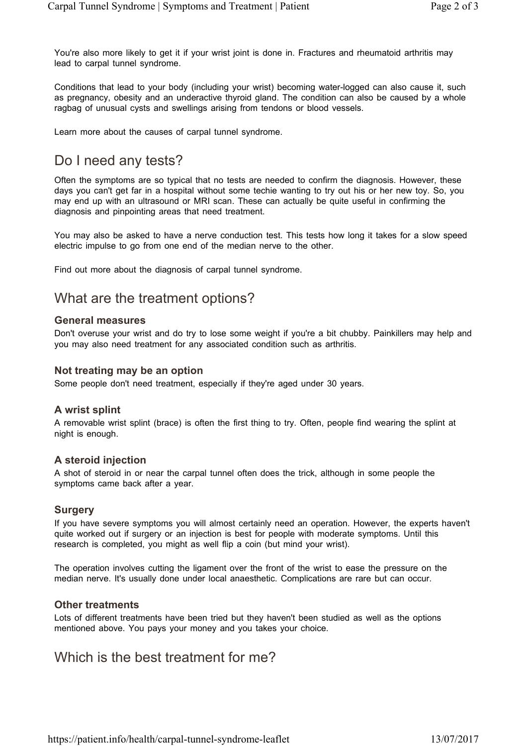You're also more likely to get it if your wrist joint is done in. Fractures and rheumatoid arthritis may lead to carpal tunnel syndrome.

Conditions that lead to your body (including your wrist) becoming water-logged can also cause it, such as pregnancy, obesity and an underactive thyroid gland. The condition can also be caused by a whole ragbag of unusual cysts and swellings arising from tendons or blood vessels.

Learn more about the causes of carpal tunnel syndrome.

## Do I need any tests?

Often the symptoms are so typical that no tests are needed to confirm the diagnosis. However, these days you can't get far in a hospital without some techie wanting to try out his or her new toy. So, you may end up with an ultrasound or MRI scan. These can actually be quite useful in confirming the diagnosis and pinpointing areas that need treatment.

You may also be asked to have a nerve conduction test. This tests how long it takes for a slow speed electric impulse to go from one end of the median nerve to the other.

Find out more about the diagnosis of carpal tunnel syndrome.

## What are the treatment options?

### General measures

Don't overuse your wrist and do try to lose some weight if you're a bit chubby. Painkillers may help and you may also need treatment for any associated condition such as arthritis.

### Not treating may be an option

Some people don't need treatment, especially if they're aged under 30 years.

### A wrist splint

A removable wrist splint (brace) is often the first thing to try. Often, people find wearing the splint at night is enough.

### A steroid injection

A shot of steroid in or near the carpal tunnel often does the trick, although in some people the symptoms came back after a year.

### Surgery

If you have severe symptoms you will almost certainly need an operation. However, the experts haven't quite worked out if surgery or an injection is best for people with moderate symptoms. Until this research is completed, you might as well flip a coin (but mind your wrist).

The operation involves cutting the ligament over the front of the wrist to ease the pressure on the median nerve. It's usually done under local anaesthetic. Complications are rare but can occur.

### Other treatments

Lots of different treatments have been tried but they haven't been studied as well as the options mentioned above. You pays your money and you takes your choice.

## Which is the best treatment for me?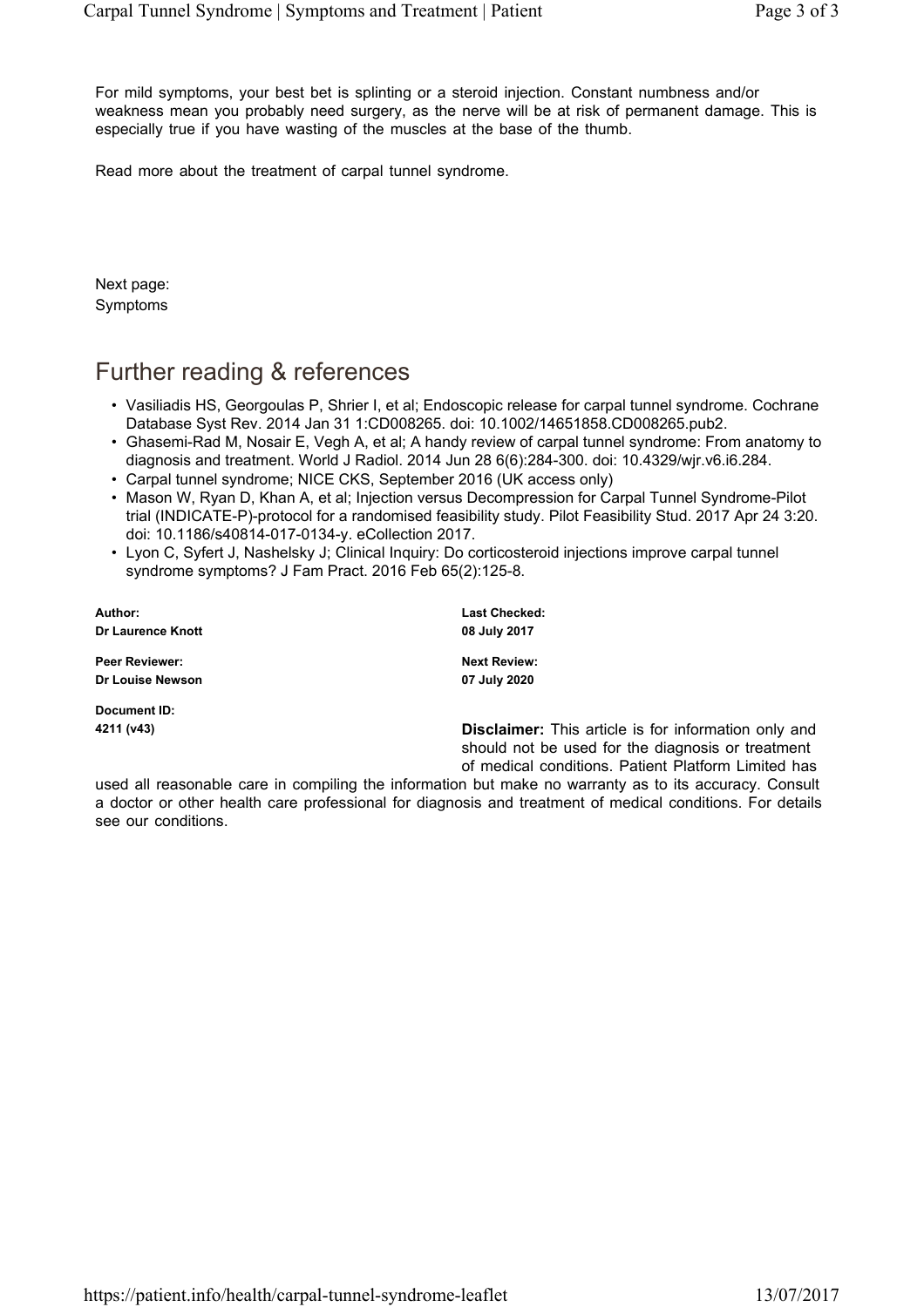For mild symptoms, your best bet is splinting or a steroid injection. Constant numbness and/or weakness mean you probably need surgery, as the nerve will be at risk of permanent damage. This is especially true if you have wasting of the muscles at the base of the thumb.

Read more about the treatment of carpal tunnel syndrome.

Next page:
Symptoms

## Further reading & references

- Vasiliadis HS, Georgoulas P, Shrier I, et al; Endoscopic release for carpal tunnel syndrome. Cochrane Database Syst Rev. 2014 Jan 31 1:CD008265. doi: 10.1002/14651858.CD008265.pub2.
- Ghasemi-Rad M, Nosair E, Vegh A, et al; A handy review of carpal tunnel syndrome: From anatomy to diagnosis and treatment. World J Radiol. 2014 Jun 28 6(6):284-300. doi: 10.4329/wjr.v6.i6.284.
- Carpal tunnel syndrome; NICE CKS, September 2016 (UK access only)
- Mason W, Ryan D, Khan A, et al; Injection versus Decompression for Carpal Tunnel Syndrome-Pilot trial (INDICATE-P)-protocol for a randomised feasibility study. Pilot Feasibility Stud. 2017 Apr 24 3:20. doi: 10.1186/s40814-017-0134-y. eCollection 2017.
- Lyon C, Syfert J, Nashelsky J; Clinical Inquiry: Do corticosteroid injections improve carpal tunnel syndrome symptoms? J Fam Pract. 2016 Feb 65(2):125-8.

**Author:**
**Dr Laurence Knott**

**Peer Reviewer:**
**Dr Louise Newson**

**Document ID:**
**4211 (v43)**

**Last Checked:**
**08 July 2017**

**Next Review:**
**07 July 2020**

**Disclaimer:** This article is for information only and should not be used for the diagnosis or treatment of medical conditions. Patient Platform Limited has used all reasonable care in compiling the information but make no warranty as to its accuracy. Consult a doctor or other health care professional for diagnosis and treatment of medical conditions. For details see our conditions.